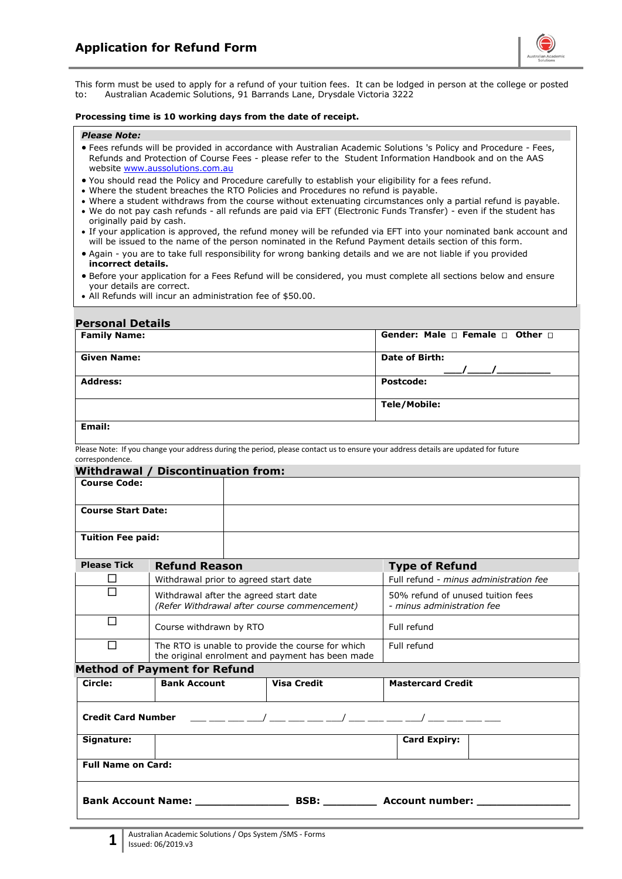# Application for Refund Form

This form must be used to apply for a refund of your tuition fees. It can be lodged in person at the college or posted to: Australian Academic Solutions, 91 Barrands Lane, Drysdale Victoria 3222

**Processing time is 10 working days from the date of receipt.**

***Please Note:***

- Fees refunds will be provided in accordance with Australian Academic Solutions 's Policy and Procedure - Fees, Refunds and Protection of Course Fees - please refer to the Student Information Handbook and on the AAS website www.aussolutions.com.au
- You should read the Policy and Procedure carefully to establish your eligibility for a fees refund.
- Where the student breaches the RTO Policies and Procedures no refund is payable.
- Where a student withdraws from the course without extenuating circumstances only a partial refund is payable.
- We do not pay cash refunds - all refunds are paid via EFT (Electronic Funds Transfer) - even if the student has originally paid by cash.
- If your application is approved, the refund money will be refunded via EFT into your nominated bank account and will be issued to the name of the person nominated in the Refund Payment details section of this form.
- Again - you are to take full responsibility for wrong banking details and we are not liable if you provided **incorrect details.**
- Before your application for a Fees Refund will be considered, you must complete all sections below and ensure your details are correct.
- All Refunds will incur an administration fee of $50.00.

## Personal Details

| | |
|---|---|
| **Family Name:** | **Gender: Male** □ **Female** □ **Other** □ |
| **Given Name:** | **Date of Birth:** \_\_\_/\_\_\_/\_\_\_\_\_\_\_\_ |
| **Address:** | **Postcode:** |
| | **Tele/Mobile:** |
| **Email:** | |

Please Note: If you change your address during the period, please contact us to ensure your address details are updated for future correspondence.

## Withdrawal / Discontinuation from:

| | |
|---|---|
| **Course Code:** | |
| **Course Start Date:** | |
| **Tuition Fee paid:** | |

| Please Tick | Refund Reason | Type of Refund |
|---|---|---|
| ☐ | Withdrawal prior to agreed start date | Full refund - *minus administration fee* |
| ☐ | Withdrawal after the agreed start date *(Refer Withdrawal after course commencement)* | 50% refund of unused tuition fees *- minus administration fee* |
| ☐ | Course withdrawn by RTO | Full refund |
| ☐ | The RTO is unable to provide the course for which the original enrolment and payment has been made | Full refund |

## Method of Payment for Refund

| | | | |
|---|---|---|---|
| **Circle:** | **Bank Account** | **Visa Credit** | **Mastercard Credit** |
| **Credit Card Number** \_\_ \_\_ \_\_ \_\_/ \_\_ \_\_ \_\_ \_\_/ \_\_ \_\_ \_\_ \_\_/ \_\_ \_\_ \_\_ \_\_ | | | |
| **Signature:** | | **Card Expiry:** | |
| **Full Name on Card:** | | | |
| **Bank Account Name:** \_\_\_\_\_\_\_\_\_\_\_\_\_\_ | **BSB:** \_\_\_\_\_\_\_\_ | **Account number:** \_\_\_\_\_\_\_\_\_\_\_\_\_\_ | |

Australian Academic Solutions / Ops System /SMS - Forms
Issued: 06/2019.v3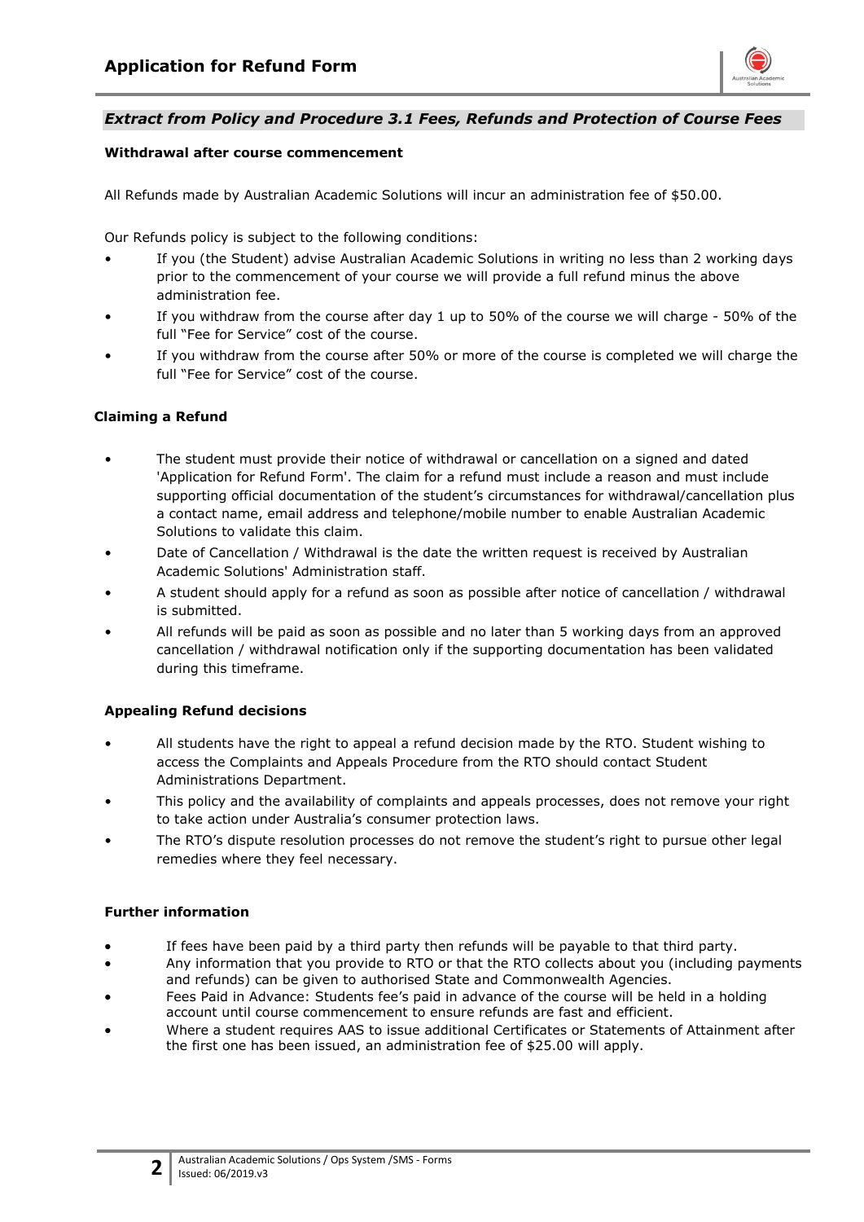# Application for Refund Form

## *Extract from Policy and Procedure 3.1 Fees, Refunds and Protection of Course Fees*

### Withdrawal after course commencement

All Refunds made by Australian Academic Solutions will incur an administration fee of $50.00.

Our Refunds policy is subject to the following conditions:

- If you (the Student) advise Australian Academic Solutions in writing no less than 2 working days prior to the commencement of your course we will provide a full refund minus the above administration fee.
- If you withdraw from the course after day 1 up to 50% of the course we will charge - 50% of the full "Fee for Service" cost of the course.
- If you withdraw from the course after 50% or more of the course is completed we will charge the full "Fee for Service" cost of the course.

### Claiming a Refund

- The student must provide their notice of withdrawal or cancellation on a signed and dated 'Application for Refund Form'. The claim for a refund must include a reason and must include supporting official documentation of the student's circumstances for withdrawal/cancellation plus a contact name, email address and telephone/mobile number to enable Australian Academic Solutions to validate this claim.
- Date of Cancellation / Withdrawal is the date the written request is received by Australian Academic Solutions' Administration staff.
- A student should apply for a refund as soon as possible after notice of cancellation / withdrawal is submitted.
- All refunds will be paid as soon as possible and no later than 5 working days from an approved cancellation / withdrawal notification only if the supporting documentation has been validated during this timeframe.

### Appealing Refund decisions

- All students have the right to appeal a refund decision made by the RTO. Student wishing to access the Complaints and Appeals Procedure from the RTO should contact Student Administrations Department.
- This policy and the availability of complaints and appeals processes, does not remove your right to take action under Australia's consumer protection laws.
- The RTO's dispute resolution processes do not remove the student's right to pursue other legal remedies where they feel necessary.

### Further information

- If fees have been paid by a third party then refunds will be payable to that third party.
- Any information that you provide to RTO or that the RTO collects about you (including payments and refunds) can be given to authorised State and Commonwealth Agencies.
- Fees Paid in Advance: Students fee's paid in advance of the course will be held in a holding account until course commencement to ensure refunds are fast and efficient.
- Where a student requires AAS to issue additional Certificates or Statements of Attainment after the first one has been issued, an administration fee of $25.00 will apply.